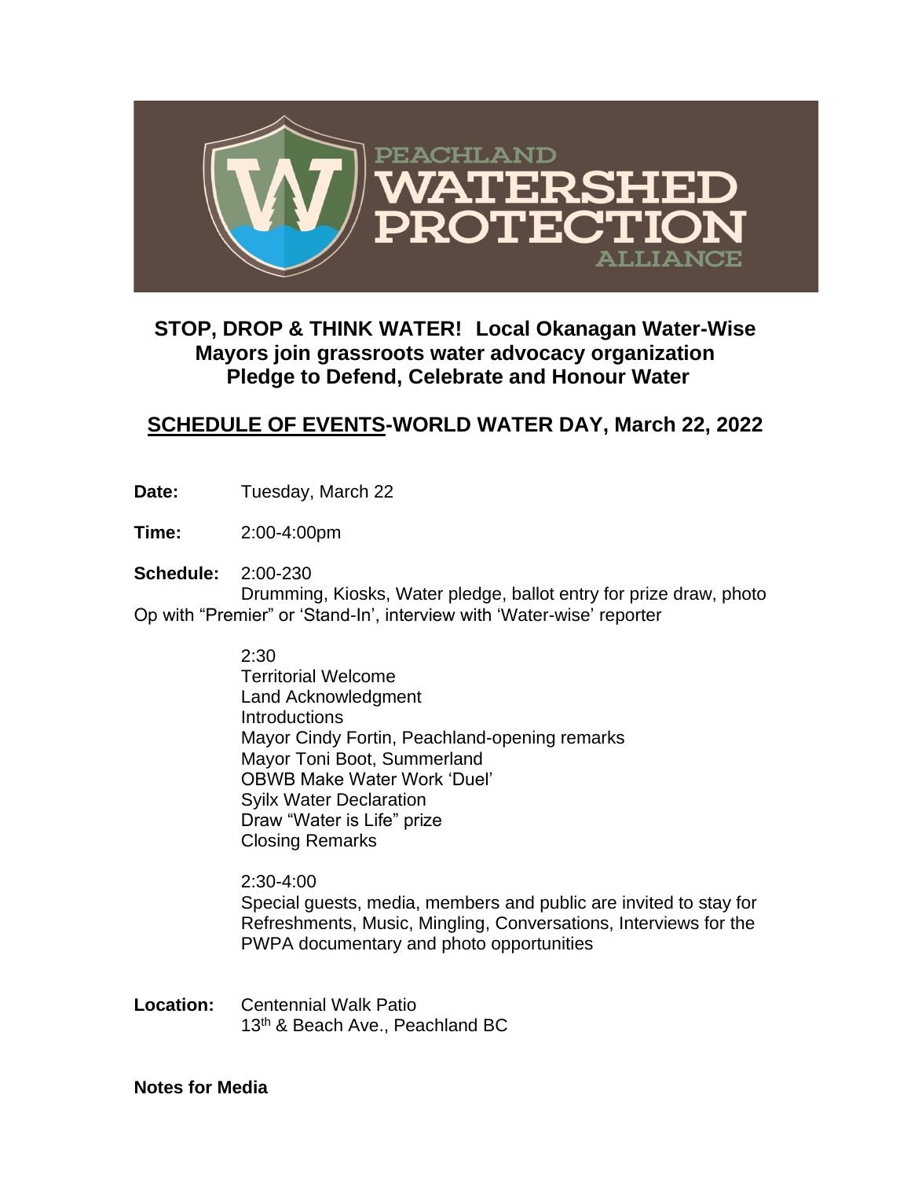PEACHLAND WATERSHED PROTECTION ALLIANCE

## STOP, DROP & THINK WATER! Local Okanagan Water-Wise Mayors join grassroots water advocacy organization Pledge to Defend, Celebrate and Honour Water

## SCHEDULE OF EVENTS-WORLD WATER DAY, March 22, 2022

**Date:** Tuesday, March 22

**Time:** 2:00-4:00pm

**Schedule:** 2:00-230

Drumming, Kiosks, Water pledge, ballot entry for prize draw, photo Op with "Premier" or 'Stand-In', interview with 'Water-wise' reporter

2:30

Territorial Welcome
Land Acknowledgment
Introductions
Mayor Cindy Fortin, Peachland-opening remarks
Mayor Toni Boot, Summerland
OBWB Make Water Work 'Duel'
Syilx Water Declaration
Draw "Water is Life" prize
Closing Remarks

2:30-4:00

Special guests, media, members and public are invited to stay for Refreshments, Music, Mingling, Conversations, Interviews for the PWPA documentary and photo opportunities

**Location:** Centennial Walk Patio
13th & Beach Ave., Peachland BC

**Notes for Media**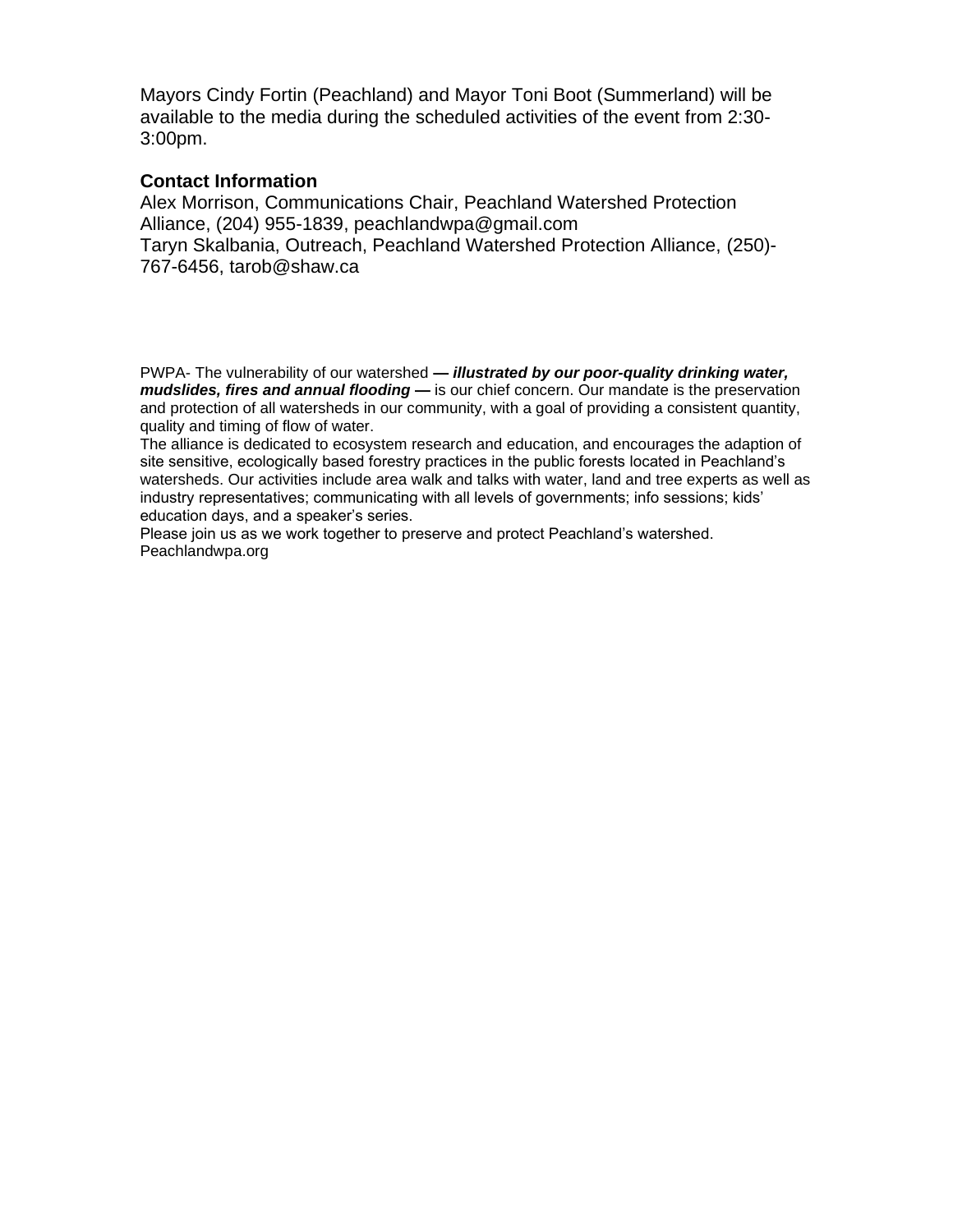Mayors Cindy Fortin (Peachland) and Mayor Toni Boot (Summerland) will be available to the media during the scheduled activities of the event from 2:30-3:00pm.

**Contact Information**

Alex Morrison, Communications Chair, Peachland Watershed Protection Alliance, (204) 955-1839, peachlandwpa@gmail.com
Taryn Skalbania, Outreach, Peachland Watershed Protection Alliance, (250)-767-6456, tarob@shaw.ca

PWPA- The vulnerability of our watershed ***— illustrated by our poor-quality drinking water, mudslides, fires and annual flooding —*** is our chief concern. Our mandate is the preservation and protection of all watersheds in our community, with a goal of providing a consistent quantity, quality and timing of flow of water.
The alliance is dedicated to ecosystem research and education, and encourages the adaption of site sensitive, ecologically based forestry practices in the public forests located in Peachland's watersheds. Our activities include area walk and talks with water, land and tree experts as well as industry representatives; communicating with all levels of governments; info sessions; kids' education days, and a speaker's series.
Please join us as we work together to preserve and protect Peachland's watershed.
Peachlandwpa.org